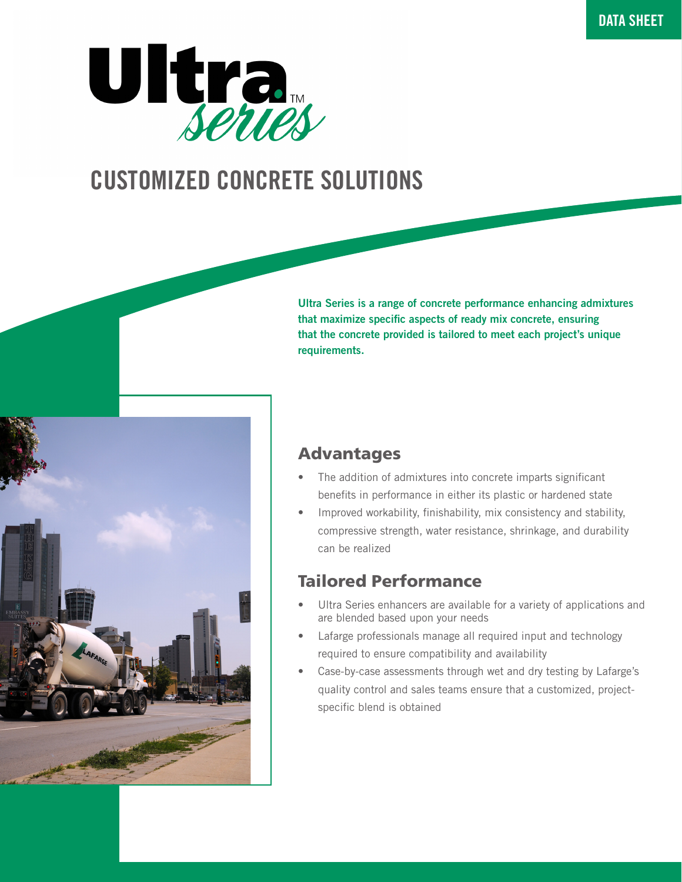DATA SHEET

# Ultra™ Series

## CUSTOMIZED CONCRETE SOLUTIONS

**Ultra Series is a range of concrete performance enhancing admixtures that maximize specific aspects of ready mix concrete, ensuring that the concrete provided is tailored to meet each project's unique requirements.**

## Advantages

- The addition of admixtures into concrete imparts significant benefits in performance in either its plastic or hardened state
- Improved workability, finishability, mix consistency and stability, compressive strength, water resistance, shrinkage, and durability can be realized

## Tailored Performance

- Ultra Series enhancers are available for a variety of applications and are blended based upon your needs
- Lafarge professionals manage all required input and technology required to ensure compatibility and availability
- Case-by-case assessments through wet and dry testing by Lafarge's quality control and sales teams ensure that a customized, project-specific blend is obtained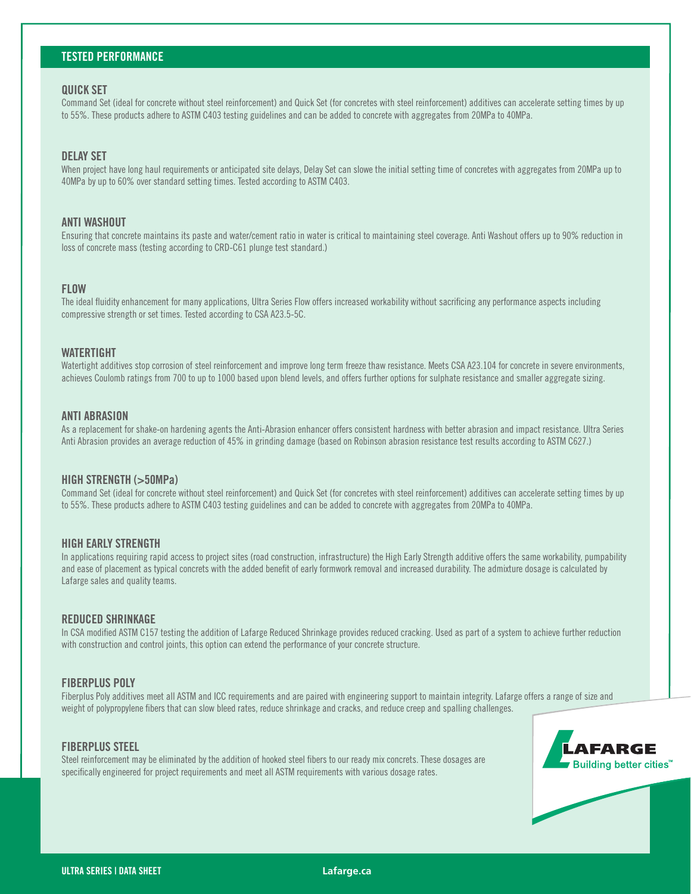## TESTED PERFORMANCE

### QUICK SET

Command Set (ideal for concrete without steel reinforcement) and Quick Set (for concretes with steel reinforcement) additives can accelerate setting times by up to 55%. These products adhere to ASTM C403 testing guidelines and can be added to concrete with aggregates from 20MPa to 40MPa.

### DELAY SET

When project have long haul requirements or anticipated site delays, Delay Set can slowe the initial setting time of concretes with aggregates from 20MPa up to 40MPa by up to 60% over standard setting times. Tested according to ASTM C403.

### ANTI WASHOUT

Ensuring that concrete maintains its paste and water/cement ratio in water is critical to maintaining steel coverage. Anti Washout offers up to 90% reduction in loss of concrete mass (testing according to CRD-C61 plunge test standard.)

### FLOW

The ideal fluidity enhancement for many applications, Ultra Series Flow offers increased workability without sacrificing any performance aspects including compressive strength or set times. Tested according to CSA A23.5-5C.

### WATERTIGHT

Watertight additives stop corrosion of steel reinforcement and improve long term freeze thaw resistance. Meets CSA A23.104 for concrete in severe environments, achieves Coulomb ratings from 700 to up to 1000 based upon blend levels, and offers further options for sulphate resistance and smaller aggregate sizing.

### ANTI ABRASION

As a replacement for shake-on hardening agents the Anti-Abrasion enhancer offers consistent hardness with better abrasion and impact resistance. Ultra Series Anti Abrasion provides an average reduction of 45% in grinding damage (based on Robinson abrasion resistance test results according to ASTM C627.)

### HIGH STRENGTH (>50MPa)

Command Set (ideal for concrete without steel reinforcement) and Quick Set (for concretes with steel reinforcement) additives can accelerate setting times by up to 55%. These products adhere to ASTM C403 testing guidelines and can be added to concrete with aggregates from 20MPa to 40MPa.

### HIGH EARLY STRENGTH

In applications requiring rapid access to project sites (road construction, infrastructure) the High Early Strength additive offers the same workability, pumpability and ease of placement as typical concretes with the added benefit of early formwork removal and increased durability. The admixture dosage is calculated by Lafarge sales and quality teams.

### REDUCED SHRINKAGE

In CSA modified ASTM C157 testing the addition of Lafarge Reduced Shrinkage provides reduced cracking. Used as part of a system to achieve further reduction with construction and control joints, this option can extend the performance of your concrete structure.

### FIBERPLUS POLY

Fiberplus Poly additives meet all ASTM and ICC requirements and are paired with engineering support to maintain integrity. Lafarge offers a range of size and weight of polypropylene fibers that can slow bleed rates, reduce shrinkage and cracks, and reduce creep and spalling challenges.

### FIBERPLUS STEEL

Steel reinforcement may be eliminated by the addition of hooked steel fibers to our ready mix concretes. These dosages are specifically engineered for project requirements and meet all ASTM requirements with various dosage rates.

LAFARGE
Building better cities™